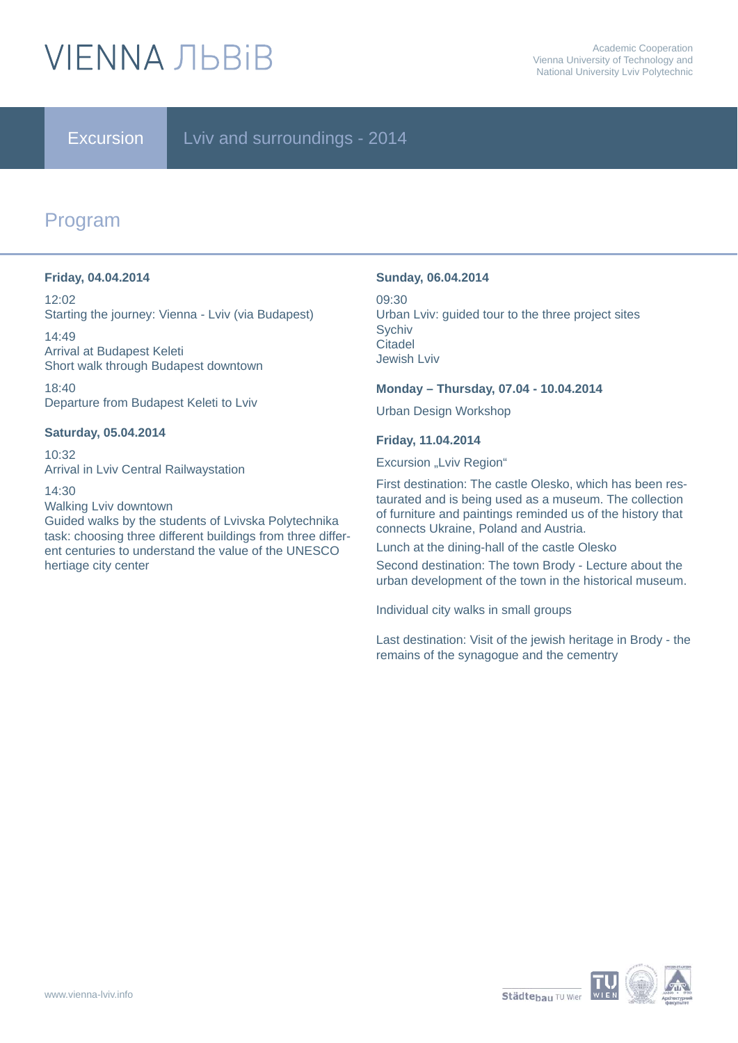# VIENNA ЛЬВiВ

Academic Cooperation
Vienna University of Technology and
National University Lviv Polytechnic

**Excursion** Lviv and surroundings - 2014

## Program

**Friday, 04.04.2014**

12:02
Starting the journey: Vienna - Lviv (via Budapest)

14:49
Arrival at Budapest Keleti
Short walk through Budapest downtown

18:40
Departure from Budapest Keleti to Lviv

**Saturday, 05.04.2014**

10:32
Arrival in Lviv Central Railwaystation

14:30
Walking Lviv downtown
Guided walks by the students of Lvivska Polytechnika task: choosing three different buildings from three different centuries to understand the value of the UNESCO hertiage city center

**Sunday, 06.04.2014**

09:30
Urban Lviv: guided tour to the three project sites
Sychiv
Citadel
Jewish Lviv

**Monday – Thursday, 07.04 - 10.04.2014**

Urban Design Workshop

**Friday, 11.04.2014**

Excursion „Lviv Region“

First destination: The castle Olesko, which has been restaurated and is being used as a museum. The collection of furniture and paintings reminded us of the history that connects Ukraine, Poland and Austria.

Lunch at the dining-hall of the castle Olesko

Second destination: The town Brody - Lecture about the urban development of the town in the historical museum.

Individual city walks in small groups

Last destination: Visit of the jewish heritage in Brody - the remains of the synagogue and the cementry

www.vienna-lviv.info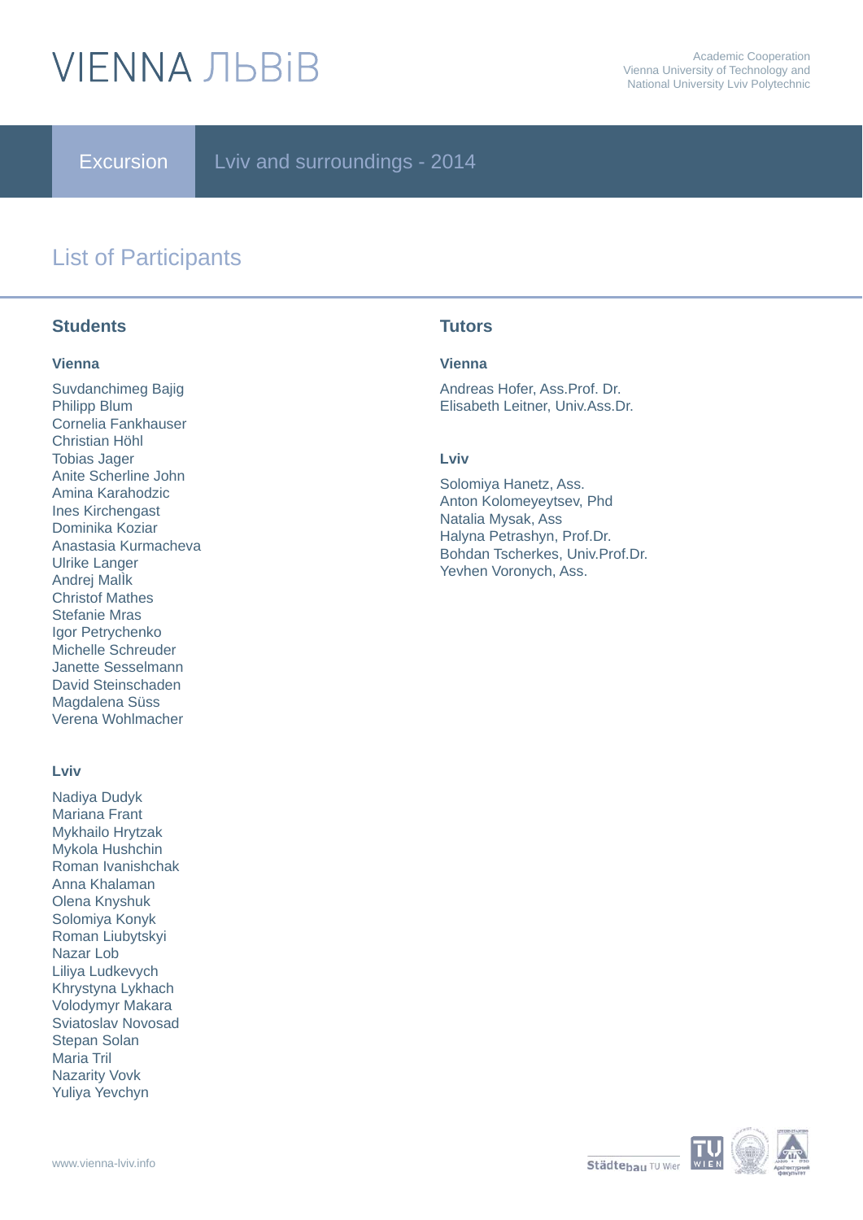# VIENNA ЛЬВіВ

Academic Cooperation
Vienna University of Technology and
National University Lviv Polytechnic

**Excursion** Lviv and surroundings - 2014

## List of Participants

### Students

#### Vienna

Suvdanchimeg Bajig
Philipp Blum
Cornelia Fankhauser
Christian Höhl
Tobias Jager
Anite Scherline John
Amina Karahodzic
Ines Kirchengast
Dominika Koziar
Anastasia Kurmacheva
Ulrike Langer
Andrej Mallk
Christof Mathes
Stefanie Mras
Igor Petrychenko
Michelle Schreuder
Janette Sesselmann
David Steinschaden
Magdalena Süss
Verena Wohlmacher

#### Lviv

Nadiya Dudyk
Mariana Frant
Mykhailo Hrytzak
Mykola Hushchin
Roman Ivanishchak
Anna Khalaman
Olena Knyshuk
Solomiya Konyk
Roman Liubytskyi
Nazar Lob
Liliya Ludkevych
Khrystyna Lykhach
Volodymyr Makara
Sviatoslav Novosad
Stepan Solan
Maria Tril
Nazarity Vovk
Yuliya Yevchyn

### Tutors

#### Vienna

Andreas Hofer, Ass.Prof. Dr.
Elisabeth Leitner, Univ.Ass.Dr.

#### Lviv

Solomiya Hanetz, Ass.
Anton Kolomeyeytsev, Phd
Natalia Mysak, Ass
Halyna Petrashyn, Prof.Dr.
Bohdan Tscherkes, Univ.Prof.Dr.
Yevhen Voronych, Ass.

www.vienna-lviv.info